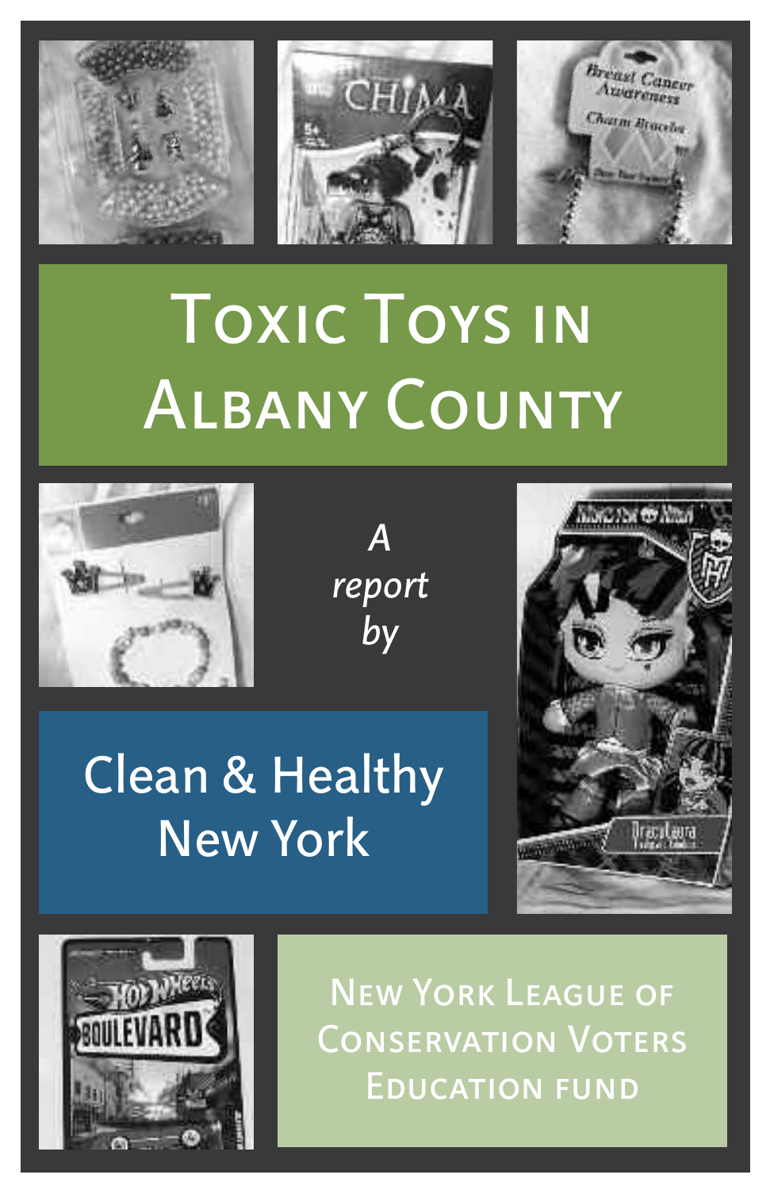# Toxic Toys in Albany County

*A report by*

## Clean & Healthy New York

## New York League of Conservation Voters Education Fund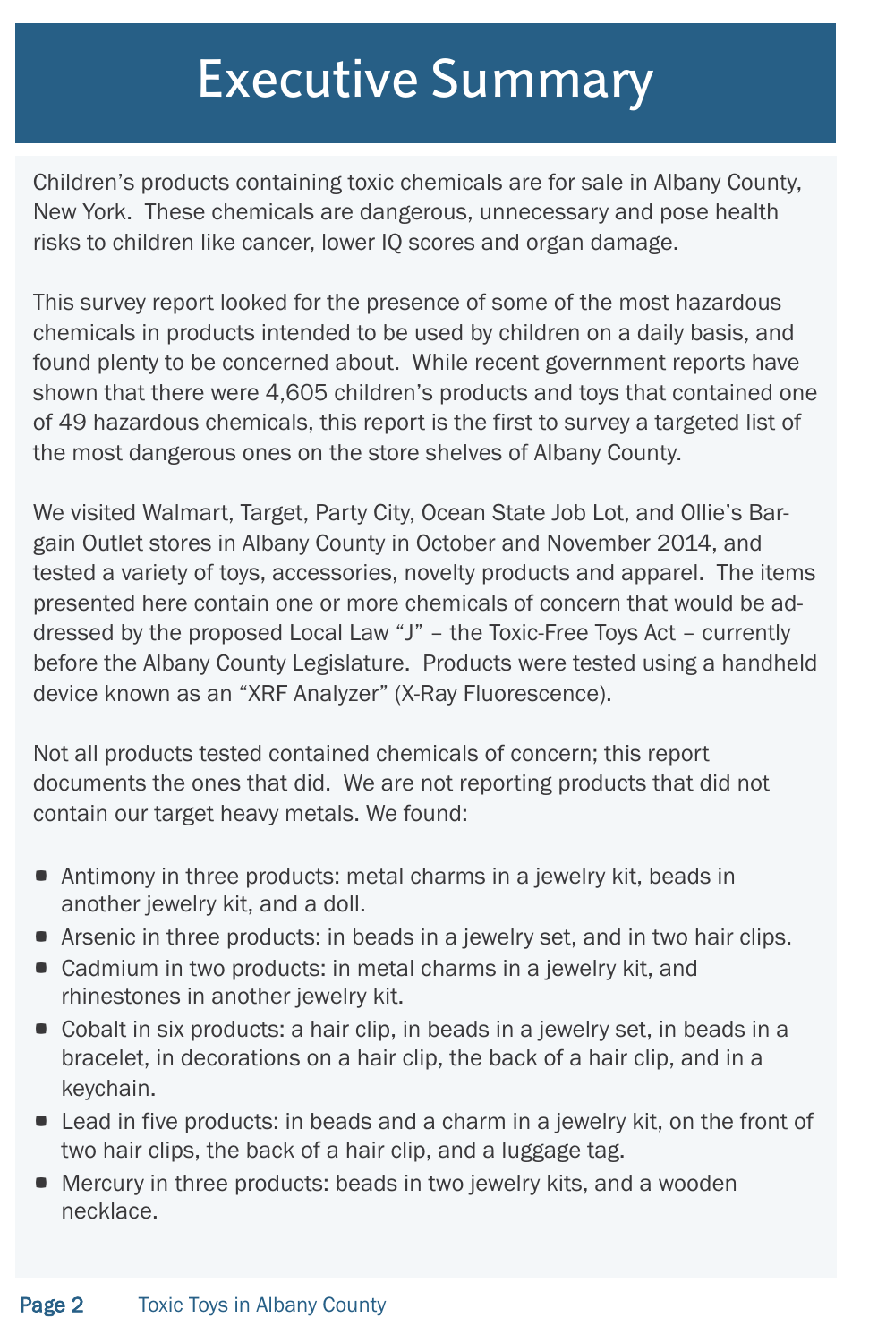# Executive Summary

Children's products containing toxic chemicals are for sale in Albany County, New York. These chemicals are dangerous, unnecessary and pose health risks to children like cancer, lower IQ scores and organ damage.

This survey report looked for the presence of some of the most hazardous chemicals in products intended to be used by children on a daily basis, and found plenty to be concerned about. While recent government reports have shown that there were 4,605 children's products and toys that contained one of 49 hazardous chemicals, this report is the first to survey a targeted list of the most dangerous ones on the store shelves of Albany County.

We visited Walmart, Target, Party City, Ocean State Job Lot, and Ollie's Bargain Outlet stores in Albany County in October and November 2014, and tested a variety of toys, accessories, novelty products and apparel. The items presented here contain one or more chemicals of concern that would be addressed by the proposed Local Law "J" – the Toxic-Free Toys Act – currently before the Albany County Legislature. Products were tested using a handheld device known as an "XRF Analyzer" (X-Ray Fluorescence).

Not all products tested contained chemicals of concern; this report documents the ones that did. We are not reporting products that did not contain our target heavy metals. We found:

- Antimony in three products: metal charms in a jewelry kit, beads in another jewelry kit, and a doll.
- Arsenic in three products: in beads in a jewelry set, and in two hair clips.
- Cadmium in two products: in metal charms in a jewelry kit, and rhinestones in another jewelry kit.
- Cobalt in six products: a hair clip, in beads in a jewelry set, in beads in a bracelet, in decorations on a hair clip, the back of a hair clip, and in a keychain.
- Lead in five products: in beads and a charm in a jewelry kit, on the front of two hair clips, the back of a hair clip, and a luggage tag.
- Mercury in three products: beads in two jewelry kits, and a wooden necklace.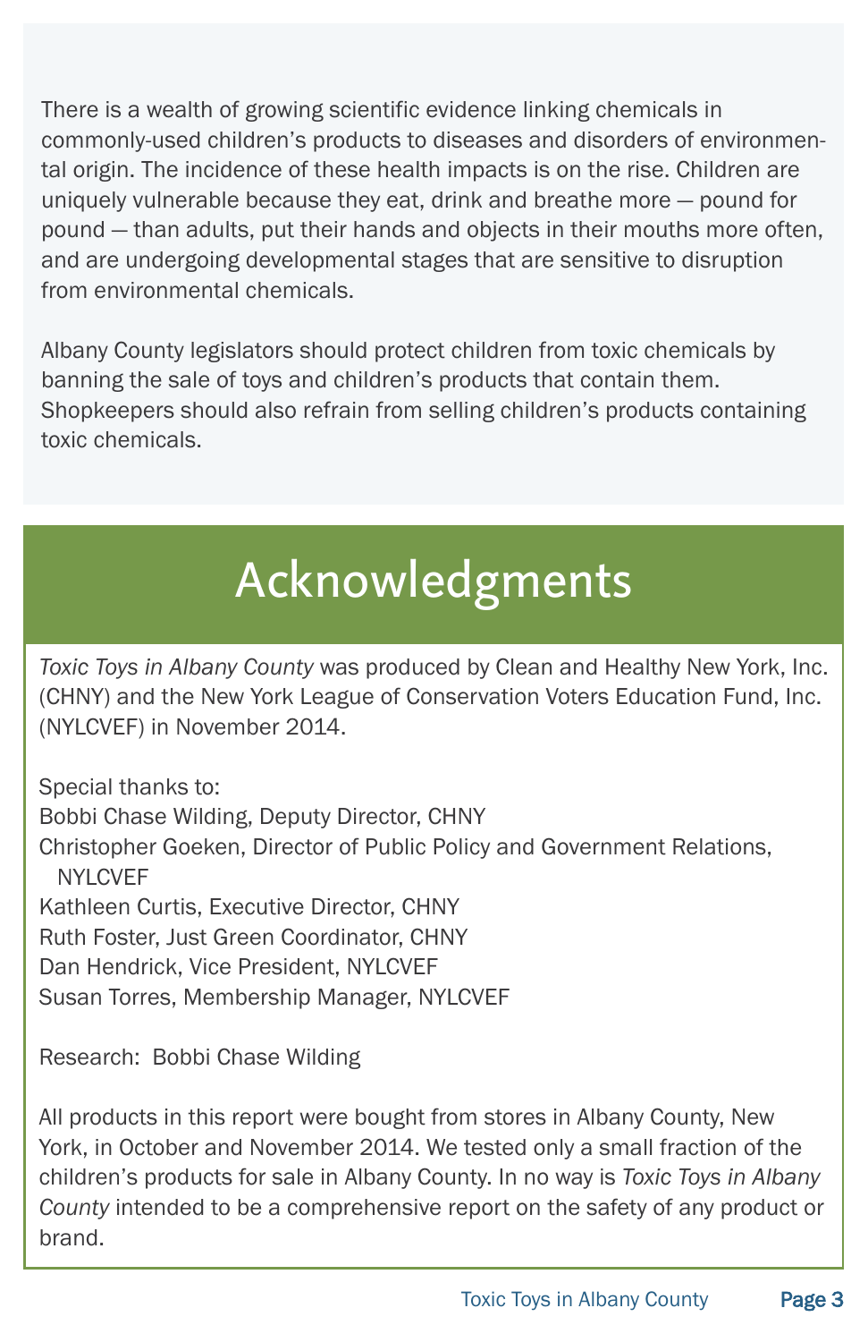There is a wealth of growing scientific evidence linking chemicals in commonly-used children's products to diseases and disorders of environmental origin. The incidence of these health impacts is on the rise. Children are uniquely vulnerable because they eat, drink and breathe more — pound for pound — than adults, put their hands and objects in their mouths more often, and are undergoing developmental stages that are sensitive to disruption from environmental chemicals.

Albany County legislators should protect children from toxic chemicals by banning the sale of toys and children's products that contain them. Shopkeepers should also refrain from selling children's products containing toxic chemicals.

# Acknowledgments

*Toxic Toys in Albany County* was produced by Clean and Healthy New York, Inc. (CHNY) and the New York League of Conservation Voters Education Fund, Inc. (NYLCVEF) in November 2014.

Special thanks to:
Bobbi Chase Wilding, Deputy Director, CHNY
Christopher Goeken, Director of Public Policy and Government Relations, NYLCVEF
Kathleen Curtis, Executive Director, CHNY
Ruth Foster, Just Green Coordinator, CHNY
Dan Hendrick, Vice President, NYLCVEF
Susan Torres, Membership Manager, NYLCVEF

Research: Bobbi Chase Wilding

All products in this report were bought from stores in Albany County, New York, in October and November 2014. We tested only a small fraction of the children's products for sale in Albany County. In no way is *Toxic Toys in Albany County* intended to be a comprehensive report on the safety of any product or brand.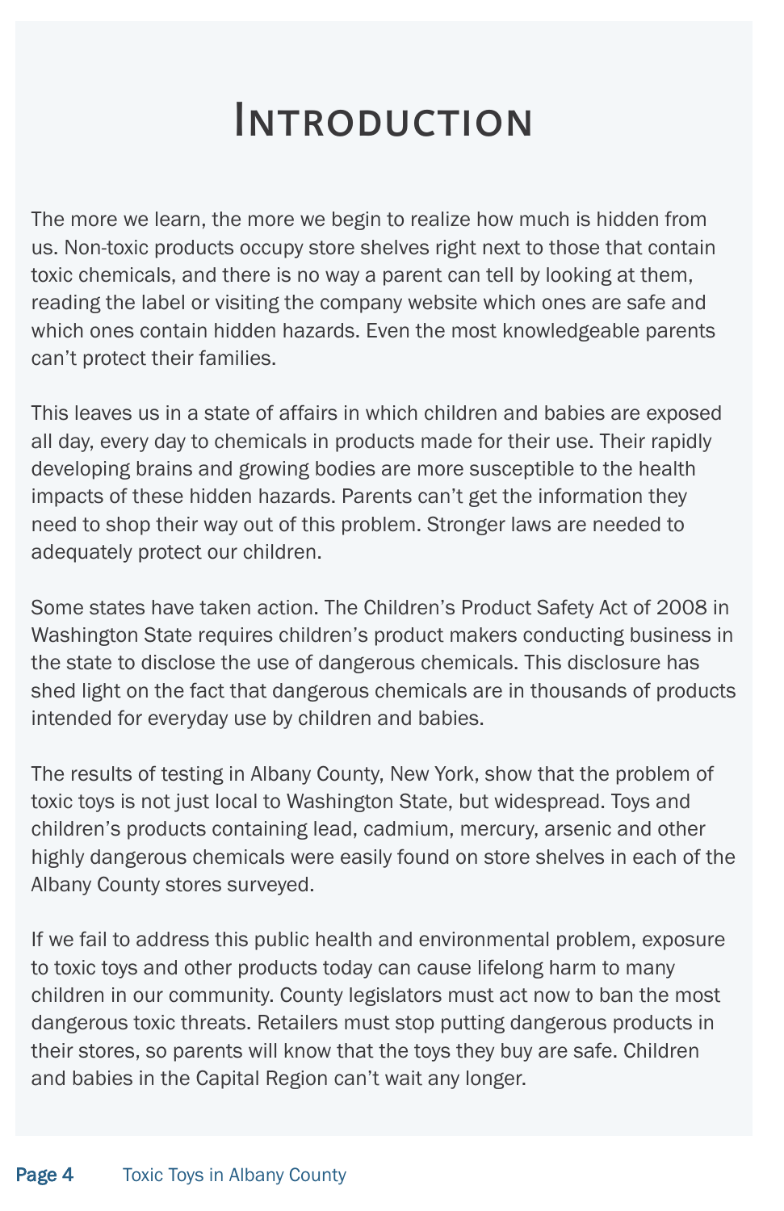# Introduction

The more we learn, the more we begin to realize how much is hidden from us. Non-toxic products occupy store shelves right next to those that contain toxic chemicals, and there is no way a parent can tell by looking at them, reading the label or visiting the company website which ones are safe and which ones contain hidden hazards. Even the most knowledgeable parents can't protect their families.

This leaves us in a state of affairs in which children and babies are exposed all day, every day to chemicals in products made for their use. Their rapidly developing brains and growing bodies are more susceptible to the health impacts of these hidden hazards. Parents can't get the information they need to shop their way out of this problem. Stronger laws are needed to adequately protect our children.

Some states have taken action. The Children's Product Safety Act of 2008 in Washington State requires children's product makers conducting business in the state to disclose the use of dangerous chemicals. This disclosure has shed light on the fact that dangerous chemicals are in thousands of products intended for everyday use by children and babies.

The results of testing in Albany County, New York, show that the problem of toxic toys is not just local to Washington State, but widespread. Toys and children's products containing lead, cadmium, mercury, arsenic and other highly dangerous chemicals were easily found on store shelves in each of the Albany County stores surveyed.

If we fail to address this public health and environmental problem, exposure to toxic toys and other products today can cause lifelong harm to many children in our community. County legislators must act now to ban the most dangerous toxic threats. Retailers must stop putting dangerous products in their stores, so parents will know that the toys they buy are safe. Children and babies in the Capital Region can't wait any longer.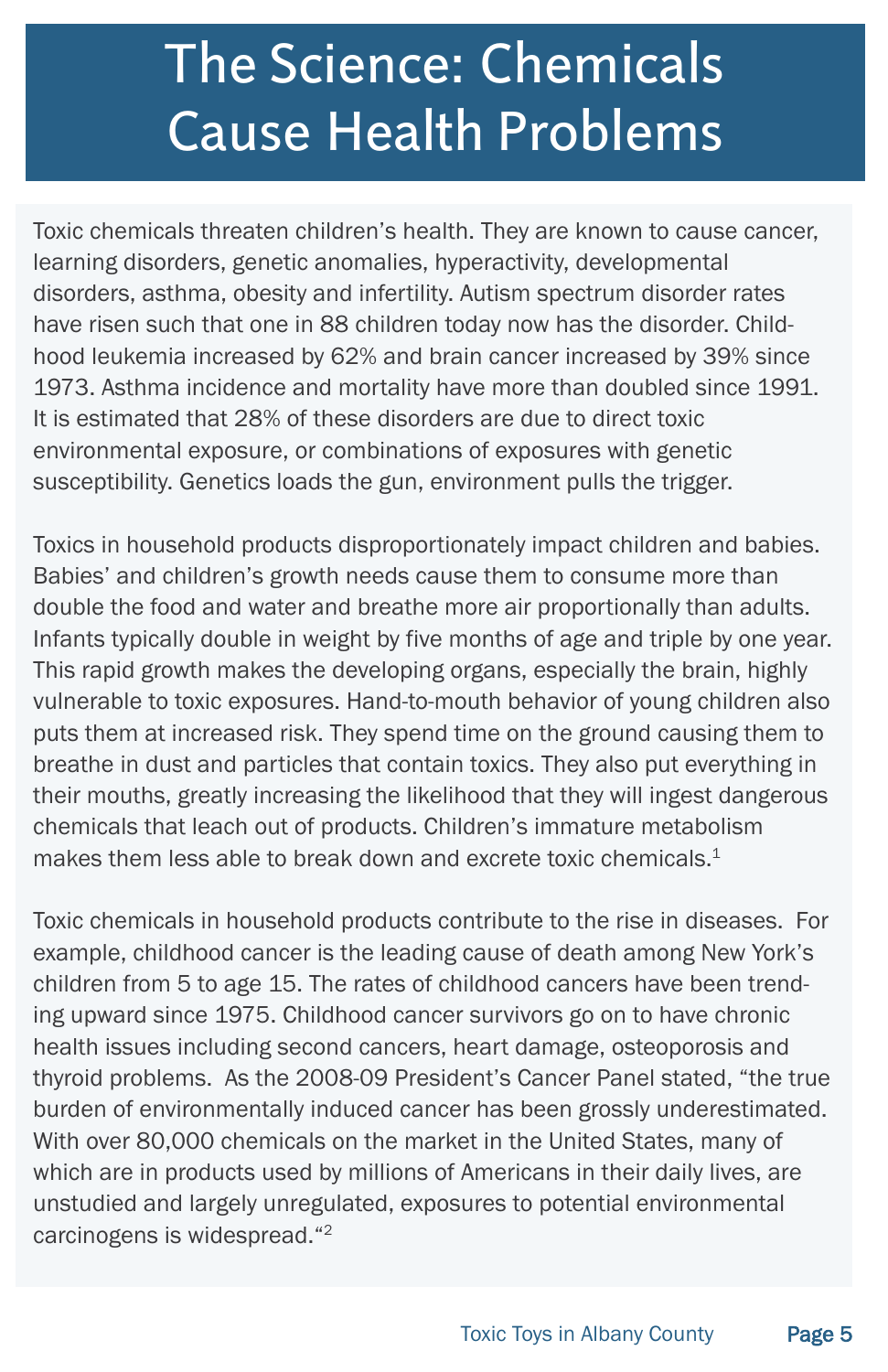# The Science: Chemicals Cause Health Problems

Toxic chemicals threaten children's health. They are known to cause cancer, learning disorders, genetic anomalies, hyperactivity, developmental disorders, asthma, obesity and infertility. Autism spectrum disorder rates have risen such that one in 88 children today now has the disorder. Childhood leukemia increased by 62% and brain cancer increased by 39% since 1973. Asthma incidence and mortality have more than doubled since 1991. It is estimated that 28% of these disorders are due to direct toxic environmental exposure, or combinations of exposures with genetic susceptibility. Genetics loads the gun, environment pulls the trigger.

Toxics in household products disproportionately impact children and babies. Babies' and children's growth needs cause them to consume more than double the food and water and breathe more air proportionally than adults. Infants typically double in weight by five months of age and triple by one year. This rapid growth makes the developing organs, especially the brain, highly vulnerable to toxic exposures. Hand-to-mouth behavior of young children also puts them at increased risk. They spend time on the ground causing them to breathe in dust and particles that contain toxics. They also put everything in their mouths, greatly increasing the likelihood that they will ingest dangerous chemicals that leach out of products. Children's immature metabolism makes them less able to break down and excrete toxic chemicals.[1]

Toxic chemicals in household products contribute to the rise in diseases. For example, childhood cancer is the leading cause of death among New York's children from 5 to age 15. The rates of childhood cancers have been trending upward since 1975. Childhood cancer survivors go on to have chronic health issues including second cancers, heart damage, osteoporosis and thyroid problems. As the 2008-09 President's Cancer Panel stated, "the true burden of environmentally induced cancer has been grossly underestimated. With over 80,000 chemicals on the market in the United States, many of which are in products used by millions of Americans in their daily lives, are unstudied and largely unregulated, exposures to potential environmental carcinogens is widespread."[2]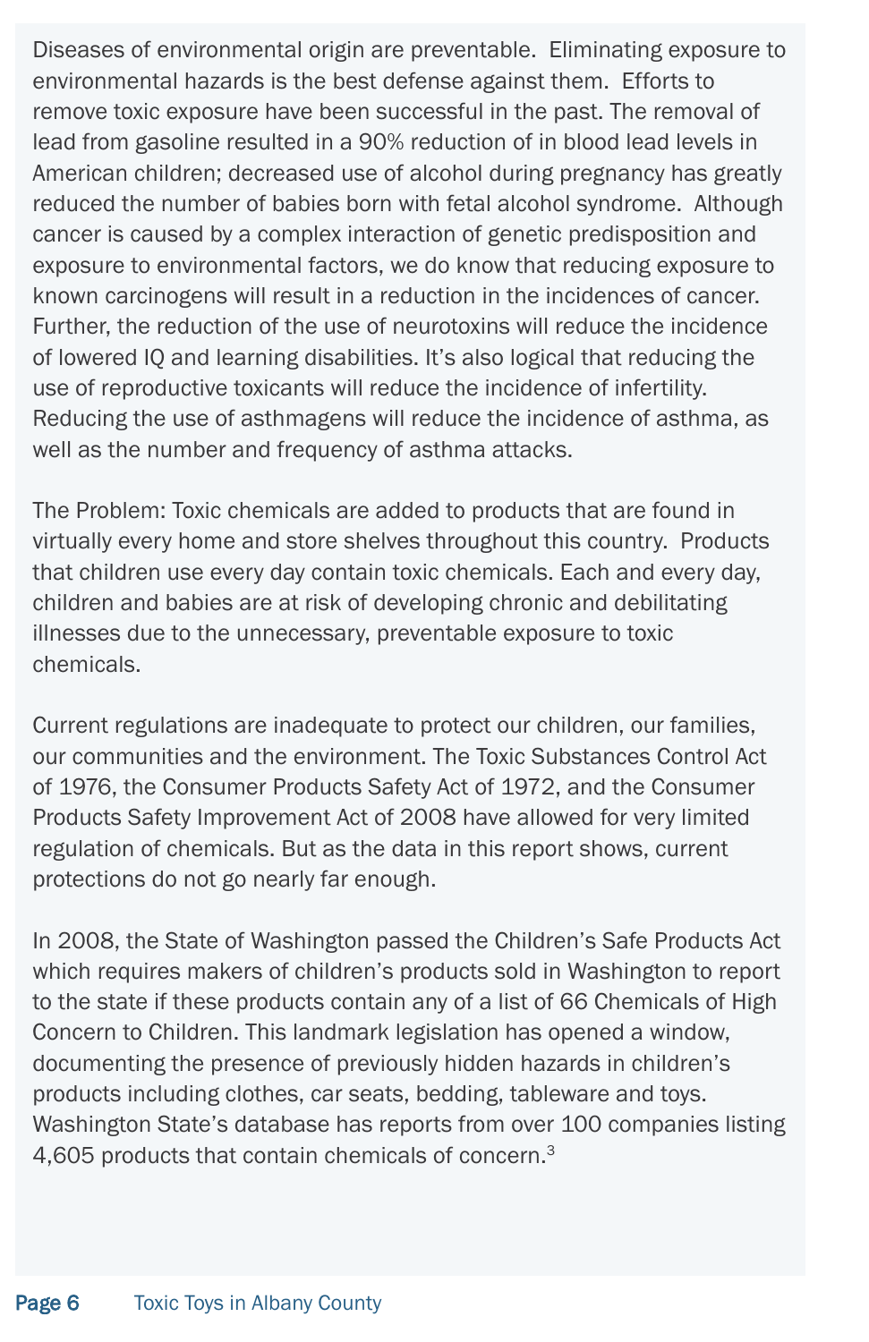Diseases of environmental origin are preventable. Eliminating exposure to environmental hazards is the best defense against them. Efforts to remove toxic exposure have been successful in the past. The removal of lead from gasoline resulted in a 90% reduction of in blood lead levels in American children; decreased use of alcohol during pregnancy has greatly reduced the number of babies born with fetal alcohol syndrome. Although cancer is caused by a complex interaction of genetic predisposition and exposure to environmental factors, we do know that reducing exposure to known carcinogens will result in a reduction in the incidences of cancer. Further, the reduction of the use of neurotoxins will reduce the incidence of lowered IQ and learning disabilities. It's also logical that reducing the use of reproductive toxicants will reduce the incidence of infertility. Reducing the use of asthmagens will reduce the incidence of asthma, as well as the number and frequency of asthma attacks.

The Problem: Toxic chemicals are added to products that are found in virtually every home and store shelves throughout this country. Products that children use every day contain toxic chemicals. Each and every day, children and babies are at risk of developing chronic and debilitating illnesses due to the unnecessary, preventable exposure to toxic chemicals.

Current regulations are inadequate to protect our children, our families, our communities and the environment. The Toxic Substances Control Act of 1976, the Consumer Products Safety Act of 1972, and the Consumer Products Safety Improvement Act of 2008 have allowed for very limited regulation of chemicals. But as the data in this report shows, current protections do not go nearly far enough.

In 2008, the State of Washington passed the Children's Safe Products Act which requires makers of children's products sold in Washington to report to the state if these products contain any of a list of 66 Chemicals of High Concern to Children. This landmark legislation has opened a window, documenting the presence of previously hidden hazards in children's products including clothes, car seats, bedding, tableware and toys. Washington State's database has reports from over 100 companies listing 4,605 products that contain chemicals of concern.[3]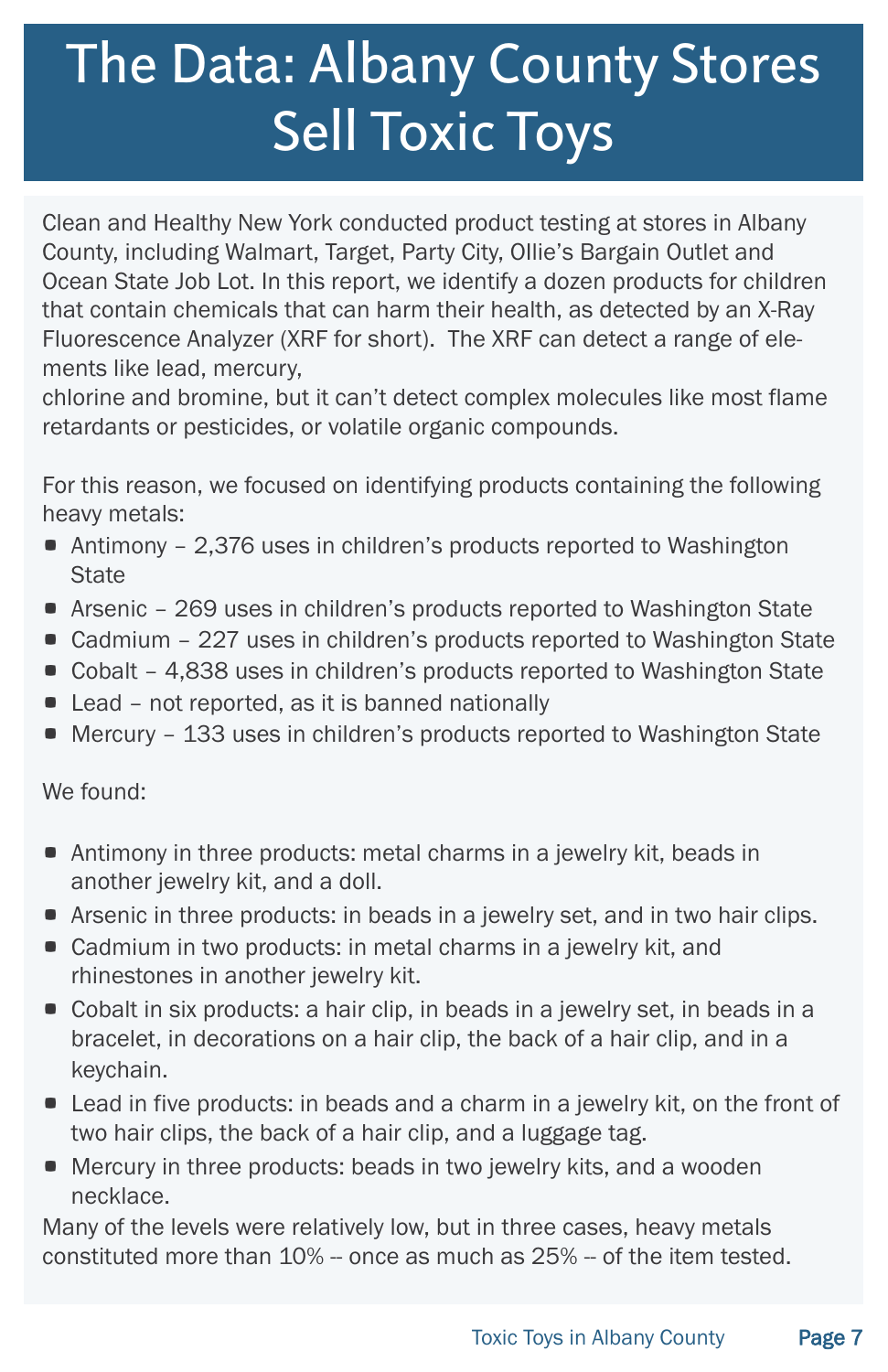# The Data: Albany County Stores Sell Toxic Toys

Clean and Healthy New York conducted product testing at stores in Albany County, including Walmart, Target, Party City, Ollie's Bargain Outlet and Ocean State Job Lot. In this report, we identify a dozen products for children that contain chemicals that can harm their health, as detected by an X-Ray Fluorescence Analyzer (XRF for short). The XRF can detect a range of elements like lead, mercury, chlorine and bromine, but it can't detect complex molecules like most flame retardants or pesticides, or volatile organic compounds.

For this reason, we focused on identifying products containing the following heavy metals:

- Antimony – 2,376 uses in children's products reported to Washington State
- Arsenic – 269 uses in children's products reported to Washington State
- Cadmium – 227 uses in children's products reported to Washington State
- Cobalt – 4,838 uses in children's products reported to Washington State
- Lead – not reported, as it is banned nationally
- Mercury – 133 uses in children's products reported to Washington State

We found:

- Antimony in three products: metal charms in a jewelry kit, beads in another jewelry kit, and a doll.
- Arsenic in three products: in beads in a jewelry set, and in two hair clips.
- Cadmium in two products: in metal charms in a jewelry kit, and rhinestones in another jewelry kit.
- Cobalt in six products: a hair clip, in beads in a jewelry set, in beads in a bracelet, in decorations on a hair clip, the back of a hair clip, and in a keychain.
- Lead in five products: in beads and a charm in a jewelry kit, on the front of two hair clips, the back of a hair clip, and a luggage tag.
- Mercury in three products: beads in two jewelry kits, and a wooden necklace.

Many of the levels were relatively low, but in three cases, heavy metals constituted more than 10% -- once as much as 25% -- of the item tested.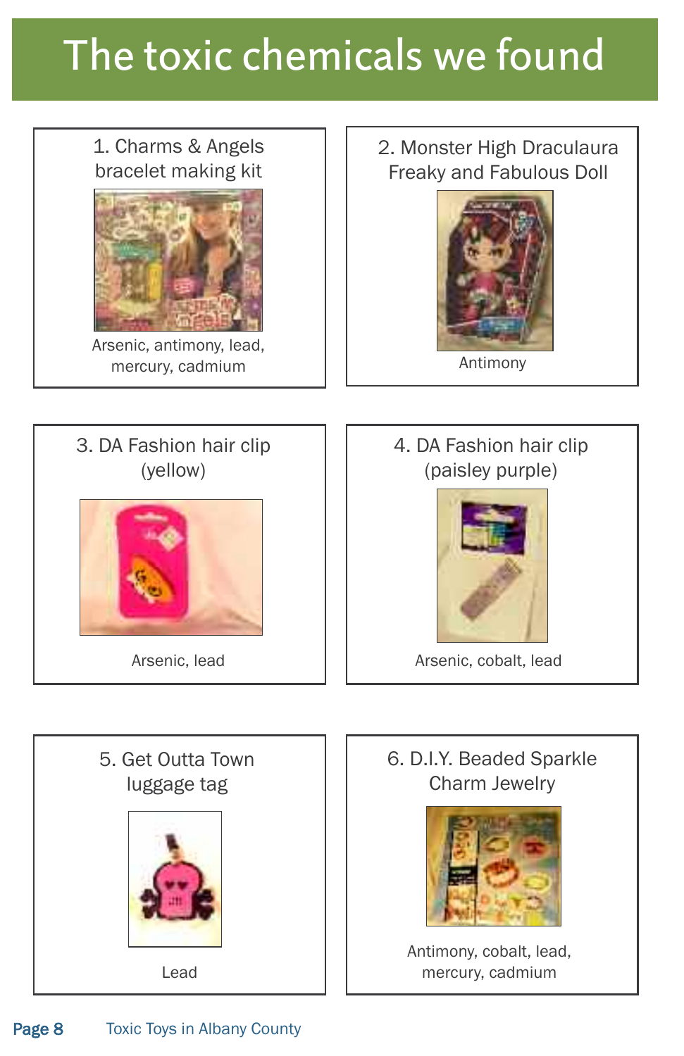# The toxic chemicals we found

**1. Charms & Angels bracelet making kit**

Arsenic, antimony, lead, mercury, cadmium

**2. Monster High Draculaura Freaky and Fabulous Doll**

Antimony

**3. DA Fashion hair clip (yellow)**

Arsenic, lead

**4. DA Fashion hair clip (paisley purple)**

Arsenic, cobalt, lead

**5. Get Outta Town luggage tag**

Lead

**6. D.I.Y. Beaded Sparkle Charm Jewelry**

Antimony, cobalt, lead, mercury, cadmium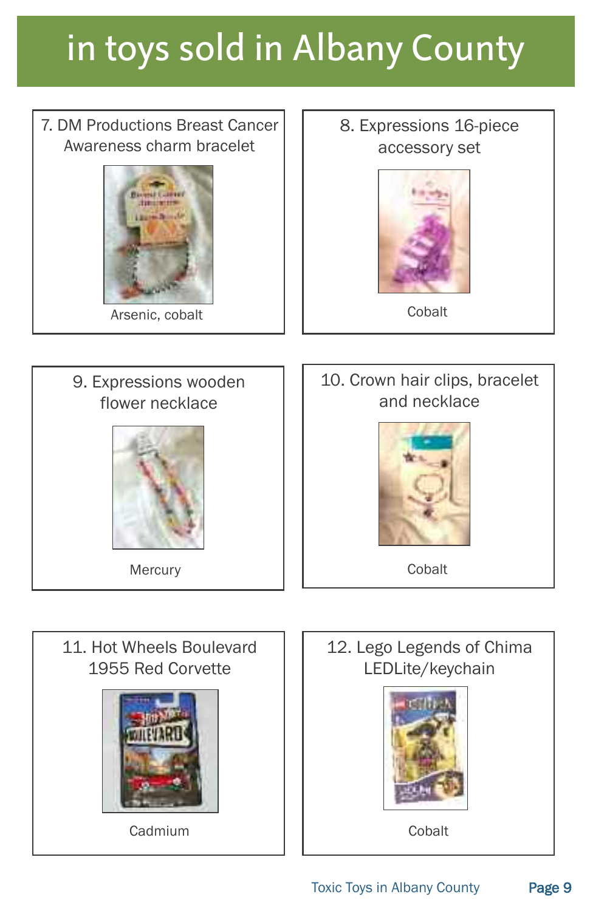# in toys sold in Albany County

7. DM Productions Breast Cancer Awareness charm bracelet

Arsenic, cobalt

8. Expressions 16-piece accessory set

Cobalt

9. Expressions wooden flower necklace

Mercury

10. Crown hair clips, bracelet and necklace

Cobalt

11. Hot Wheels Boulevard 1955 Red Corvette

Cadmium

12. Lego Legends of Chima LEDLite/keychain

Cobalt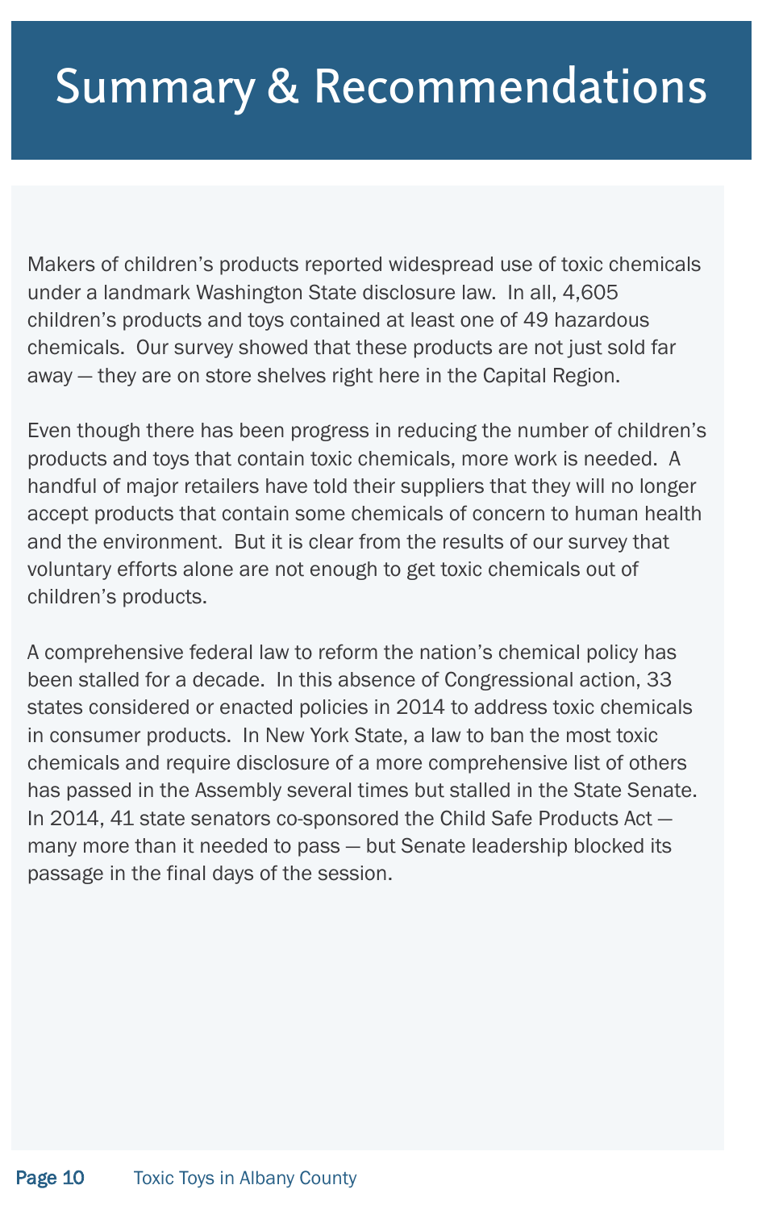# Summary & Recommendations

Makers of children's products reported widespread use of toxic chemicals under a landmark Washington State disclosure law. In all, 4,605 children's products and toys contained at least one of 49 hazardous chemicals. Our survey showed that these products are not just sold far away — they are on store shelves right here in the Capital Region.

Even though there has been progress in reducing the number of children's products and toys that contain toxic chemicals, more work is needed. A handful of major retailers have told their suppliers that they will no longer accept products that contain some chemicals of concern to human health and the environment. But it is clear from the results of our survey that voluntary efforts alone are not enough to get toxic chemicals out of children's products.

A comprehensive federal law to reform the nation's chemical policy has been stalled for a decade. In this absence of Congressional action, 33 states considered or enacted policies in 2014 to address toxic chemicals in consumer products. In New York State, a law to ban the most toxic chemicals and require disclosure of a more comprehensive list of others has passed in the Assembly several times but stalled in the State Senate. In 2014, 41 state senators co-sponsored the Child Safe Products Act — many more than it needed to pass — but Senate leadership blocked its passage in the final days of the session.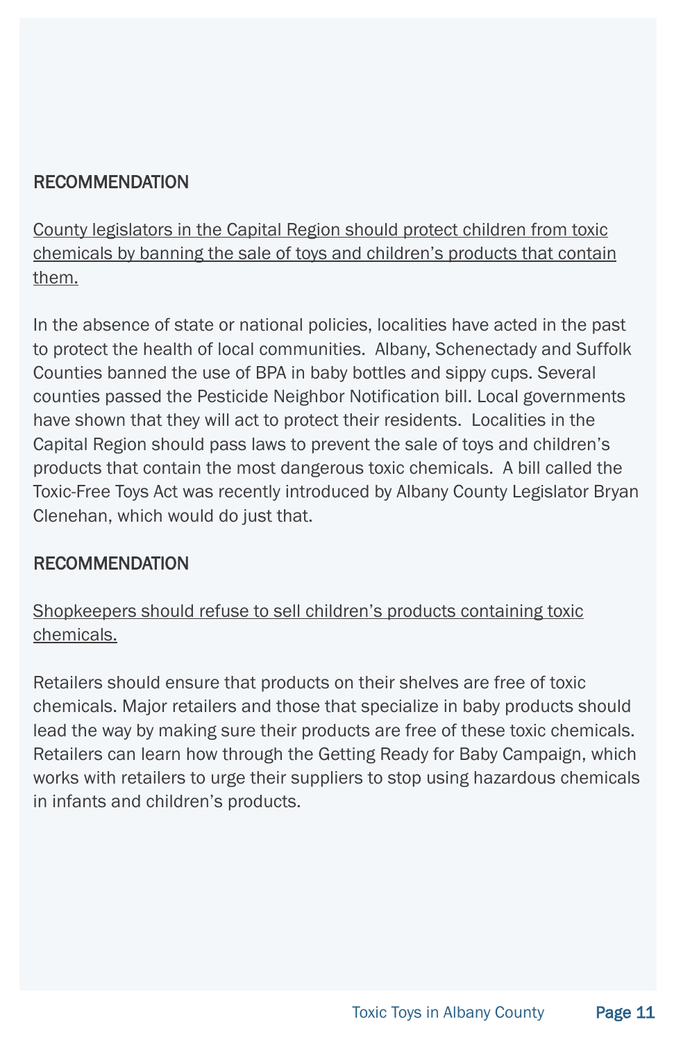## RECOMMENDATION

County legislators in the Capital Region should protect children from toxic chemicals by banning the sale of toys and children's products that contain them.

In the absence of state or national policies, localities have acted in the past to protect the health of local communities. Albany, Schenectady and Suffolk Counties banned the use of BPA in baby bottles and sippy cups. Several counties passed the Pesticide Neighbor Notification bill. Local governments have shown that they will act to protect their residents. Localities in the Capital Region should pass laws to prevent the sale of toys and children's products that contain the most dangerous toxic chemicals. A bill called the Toxic-Free Toys Act was recently introduced by Albany County Legislator Bryan Clenehan, which would do just that.

## RECOMMENDATION

Shopkeepers should refuse to sell children's products containing toxic chemicals.

Retailers should ensure that products on their shelves are free of toxic chemicals. Major retailers and those that specialize in baby products should lead the way by making sure their products are free of these toxic chemicals. Retailers can learn how through the Getting Ready for Baby Campaign, which works with retailers to urge their suppliers to stop using hazardous chemicals in infants and children's products.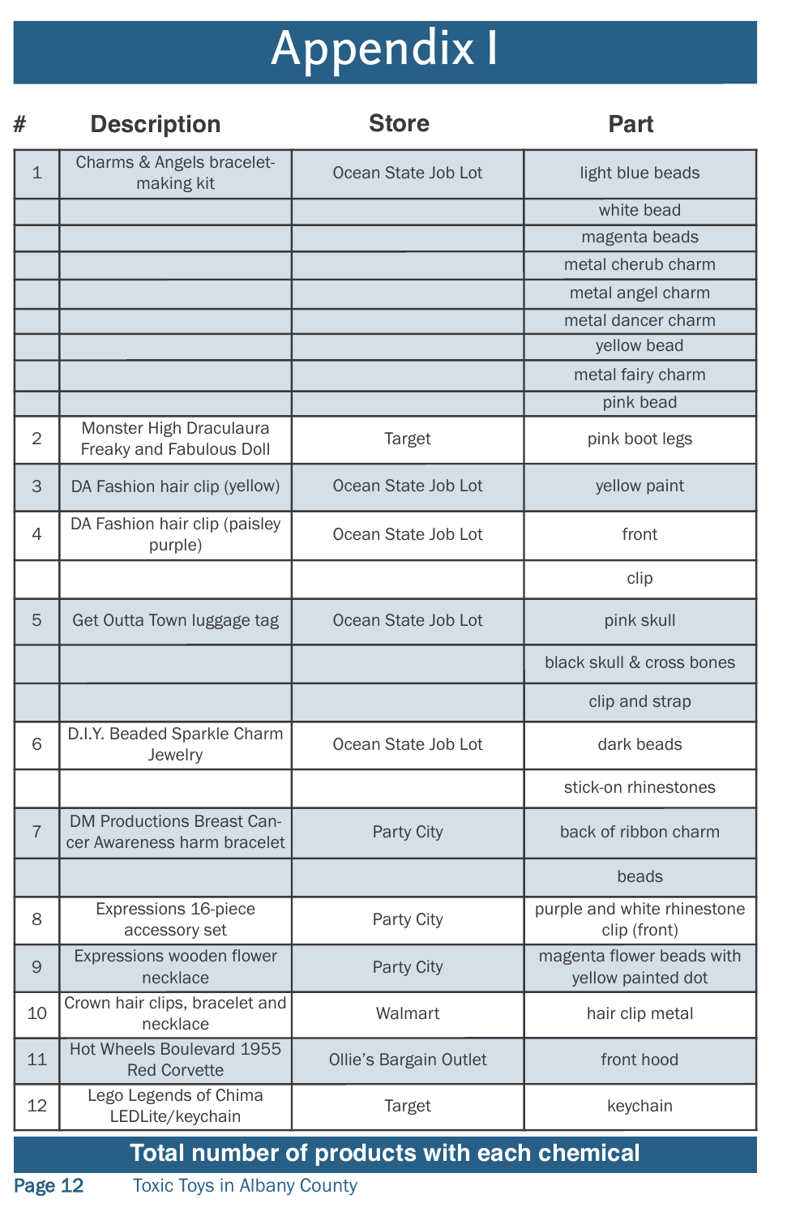# Appendix I

| # | Description | Store | Part |
|---|---|---|---|
| 1 | Charms & Angels bracelet-making kit | Ocean State Job Lot | light blue beads |
| | | | white bead |
| | | | magenta beads |
| | | | metal cherub charm |
| | | | metal angel charm |
| | | | metal dancer charm |
| | | | yellow bead |
| | | | metal fairy charm |
| | | | pink bead |
| 2 | Monster High Draculaura Freaky and Fabulous Doll | Target | pink boot legs |
| 3 | DA Fashion hair clip (yellow) | Ocean State Job Lot | yellow paint |
| 4 | DA Fashion hair clip (paisley purple) | Ocean State Job Lot | front |
| | | | clip |
| 5 | Get Outta Town luggage tag | Ocean State Job Lot | pink skull |
| | | | black skull & cross bones |
| | | | clip and strap |
| 6 | D.I.Y. Beaded Sparkle Charm Jewelry | Ocean State Job Lot | dark beads |
| | | | stick-on rhinestones |
| 7 | DM Productions Breast Cancer Awareness harm bracelet | Party City | back of ribbon charm |
| | | | beads |
| 8 | Expressions 16-piece accessory set | Party City | purple and white rhinestone clip (front) |
| 9 | Expressions wooden flower necklace | Party City | magenta flower beads with yellow painted dot |
| 10 | Crown hair clips, bracelet and necklace | Walmart | hair clip metal |
| 11 | Hot Wheels Boulevard 1955 Red Corvette | Ollie's Bargain Outlet | front hood |
| 12 | Lego Legends of Chima LEDLite/keychain | Target | keychain |

**Total number of products with each chemical**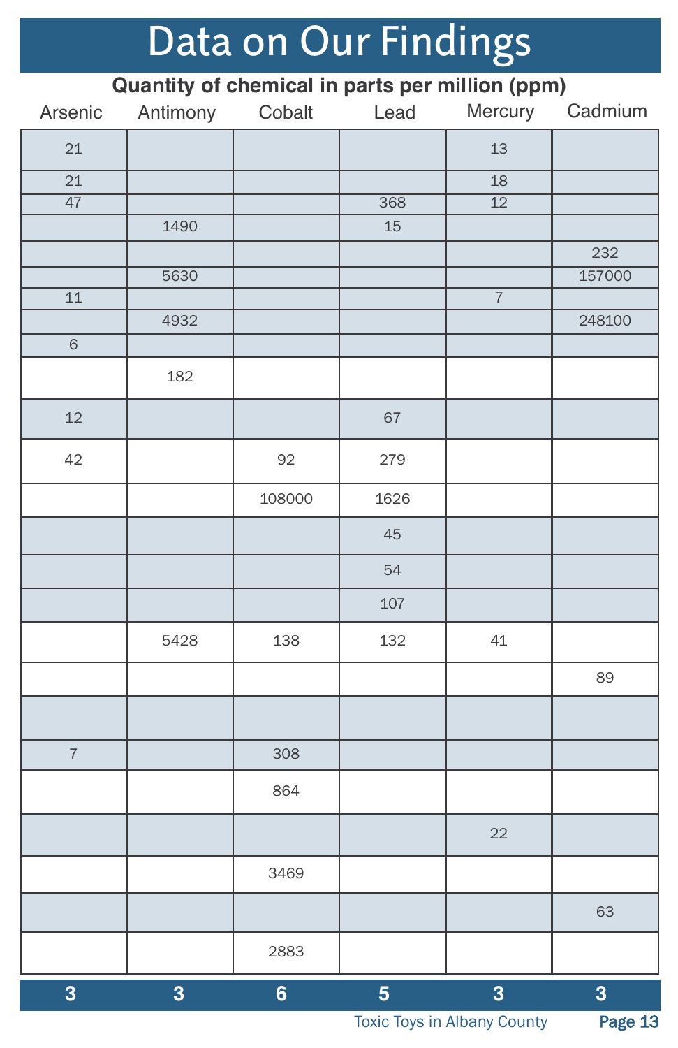# Data on Our Findings

**Quantity of chemical in parts per million (ppm)**

| Arsenic | Antimony | Cobalt | Lead | Mercury | Cadmium |
|---|---|---|---|---|---|
| 21 | | | | 13 | |
| 21 | | | | 18 | |
| 47 | | | 368 | 12 | |
| | 1490 | | 15 | | |
| | | | | | 232 |
| | 5630 | | | | 157000 |
| 11 | | | | 7 | |
| | 4932 | | | | 248100 |
| 6 | | | | | |
| | 182 | | | | |
| 12 | | | 67 | | |
| 42 | | 92 | 279 | | |
| | | 108000 | 1626 | | |
| | | | 45 | | |
| | | | 54 | | |
| | | | 107 | | |
| | 5428 | 138 | 132 | 41 | |
| | | | | | 89 |
| | | | | | |
| 7 | | 308 | | | |
| | | 864 | | | |
| | | | | 22 | |
| | | 3469 | | | |
| | | | | | 63 |
| | | 2883 | | | |
| **3** | **3** | **6** | **5** | **3** | **3** |

Toxic Toys in Albany County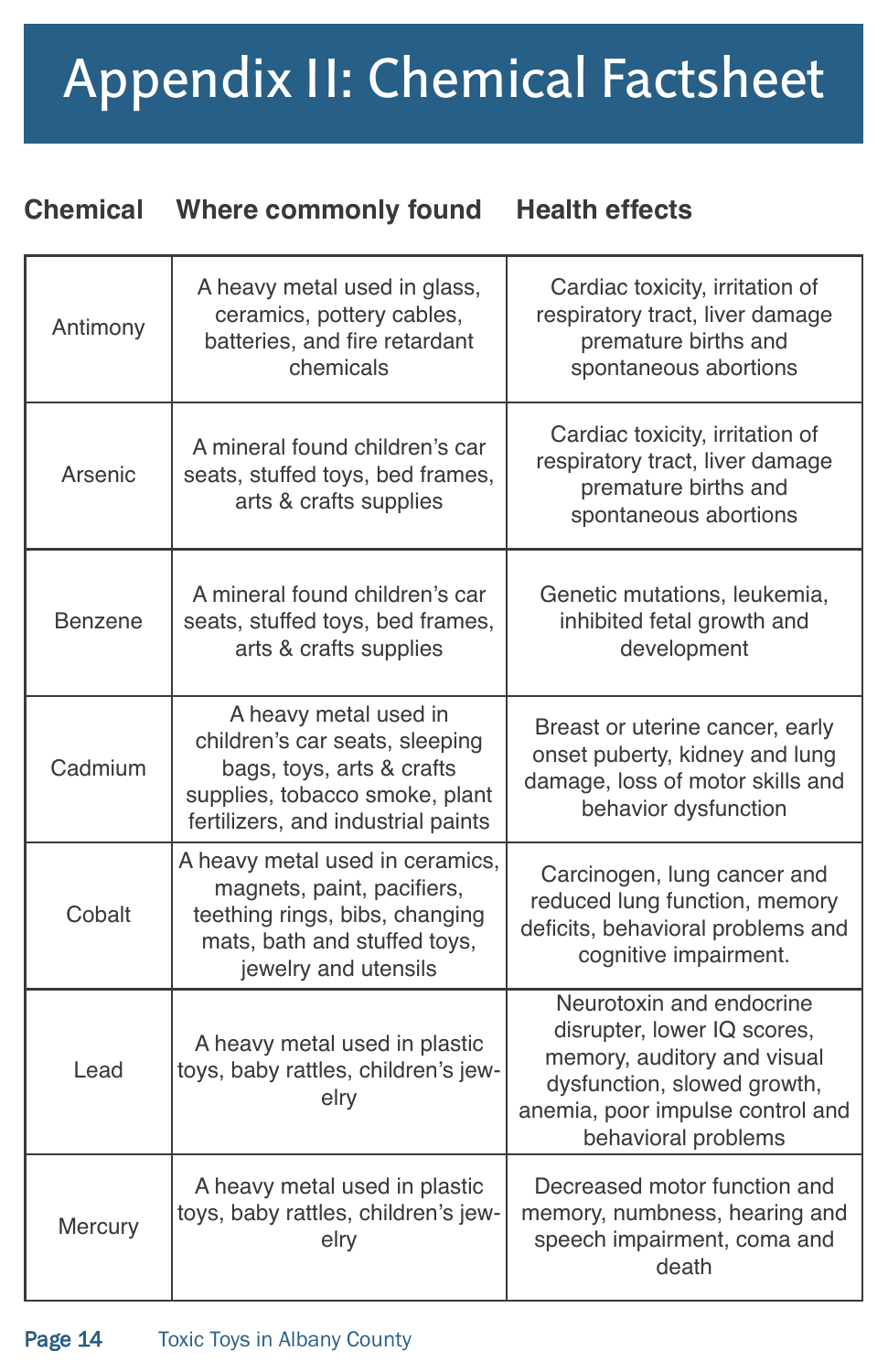# Appendix II: Chemical Factsheet

| Chemical | Where commonly found | Health effects |
| --- | --- | --- |
| Antimony | A heavy metal used in glass, ceramics, pottery cables, batteries, and fire retardant chemicals | Cardiac toxicity, irritation of respiratory tract, liver damage premature births and spontaneous abortions |
| Arsenic | A mineral found children's car seats, stuffed toys, bed frames, arts & crafts supplies | Cardiac toxicity, irritation of respiratory tract, liver damage premature births and spontaneous abortions |
| Benzene | A mineral found children's car seats, stuffed toys, bed frames, arts & crafts supplies | Genetic mutations, leukemia, inhibited fetal growth and development |
| Cadmium | A heavy metal used in children's car seats, sleeping bags, toys, arts & crafts supplies, tobacco smoke, plant fertilizers, and industrial paints | Breast or uterine cancer, early onset puberty, kidney and lung damage, loss of motor skills and behavior dysfunction |
| Cobalt | A heavy metal used in ceramics, magnets, paint, pacifiers, teething rings, bibs, changing mats, bath and stuffed toys, jewelry and utensils | Carcinogen, lung cancer and reduced lung function, memory deficits, behavioral problems and cognitive impairment. |
| Lead | A heavy metal used in plastic toys, baby rattles, children's jewelry | Neurotoxin and endocrine disrupter, lower IQ scores, memory, auditory and visual dysfunction, slowed growth, anemia, poor impulse control and behavioral problems |
| Mercury | A heavy metal used in plastic toys, baby rattles, children's jewelry | Decreased motor function and memory, numbness, hearing and speech impairment, coma and death |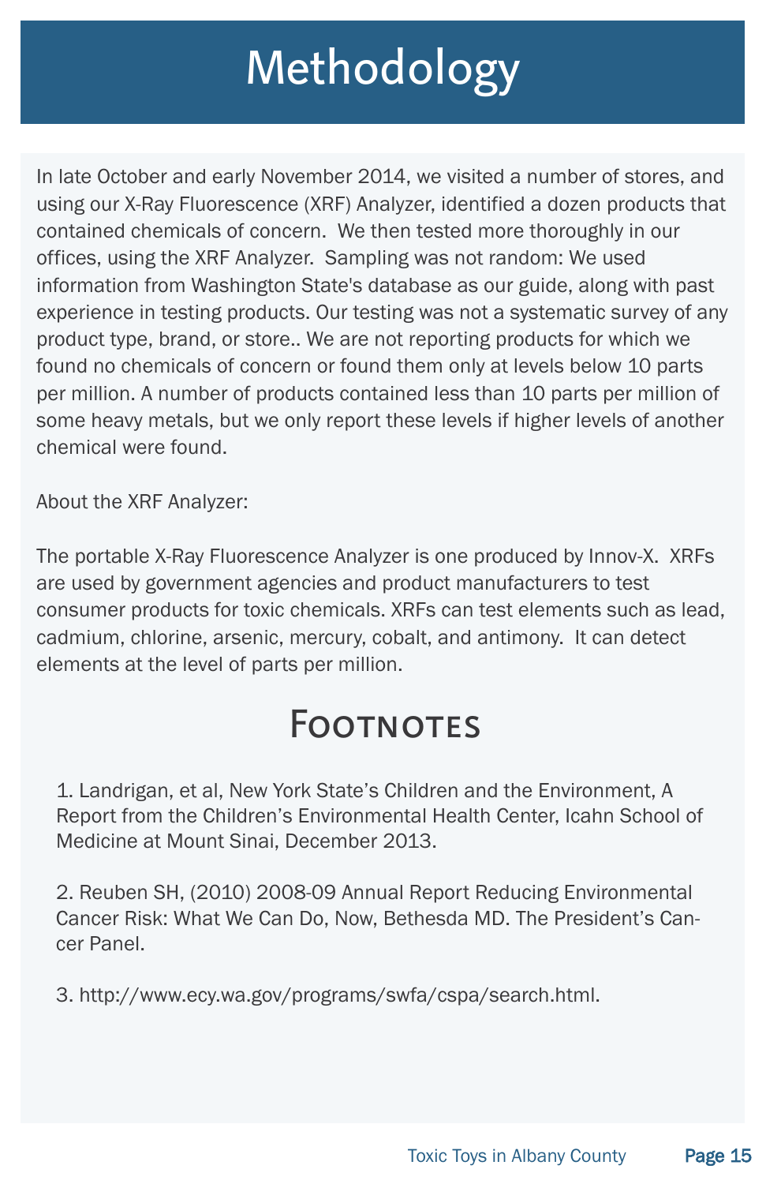# Methodology

In late October and early November 2014, we visited a number of stores, and using our X-Ray Fluorescence (XRF) Analyzer, identified a dozen products that contained chemicals of concern. We then tested more thoroughly in our offices, using the XRF Analyzer. Sampling was not random: We used information from Washington State's database as our guide, along with past experience in testing products. Our testing was not a systematic survey of any product type, brand, or store.. We are not reporting products for which we found no chemicals of concern or found them only at levels below 10 parts per million. A number of products contained less than 10 parts per million of some heavy metals, but we only report these levels if higher levels of another chemical were found.

About the XRF Analyzer:

The portable X-Ray Fluorescence Analyzer is one produced by Innov-X. XRFs are used by government agencies and product manufacturers to test consumer products for toxic chemicals. XRFs can test elements such as lead, cadmium, chlorine, arsenic, mercury, cobalt, and antimony. It can detect elements at the level of parts per million.

## Footnotes

1. Landrigan, et al, New York State's Children and the Environment, A Report from the Children's Environmental Health Center, Icahn School of Medicine at Mount Sinai, December 2013.

2. Reuben SH, (2010) 2008-09 Annual Report Reducing Environmental Cancer Risk: What We Can Do, Now, Bethesda MD. The President's Cancer Panel.

3. http://www.ecy.wa.gov/programs/swfa/cspa/search.html.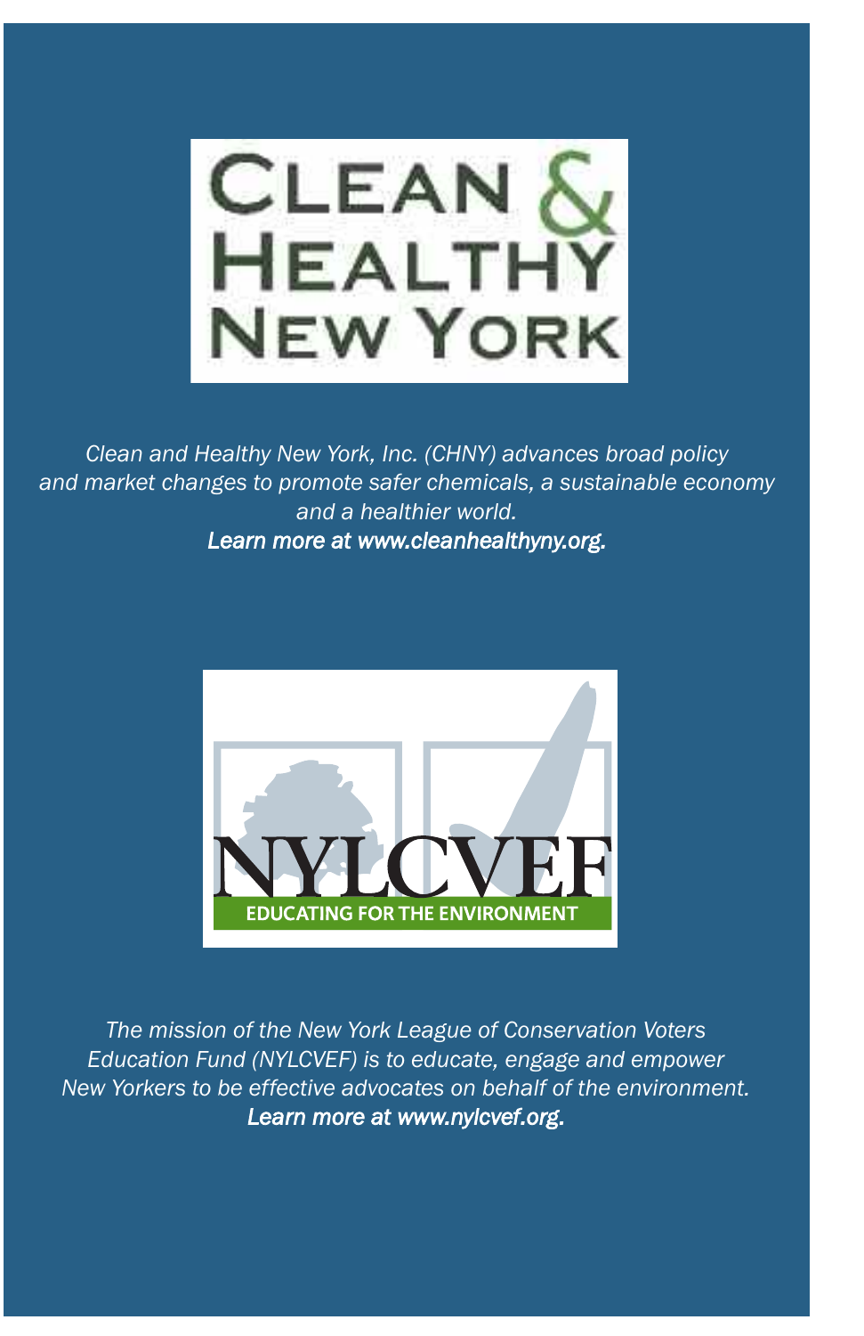CLEAN & HEALTHY NEW YORK

*Clean and Healthy New York, Inc. (CHNY) advances broad policy and market changes to promote safer chemicals, a sustainable economy and a healthier world.*
***Learn more at www.cleanhealthyny.org.***

NYLCVEF
EDUCATING FOR THE ENVIRONMENT

*The mission of the New York League of Conservation Voters Education Fund (NYLCVEF) is to educate, engage and empower New Yorkers to be effective advocates on behalf of the environment.*
***Learn more at www.nylcvef.org.***